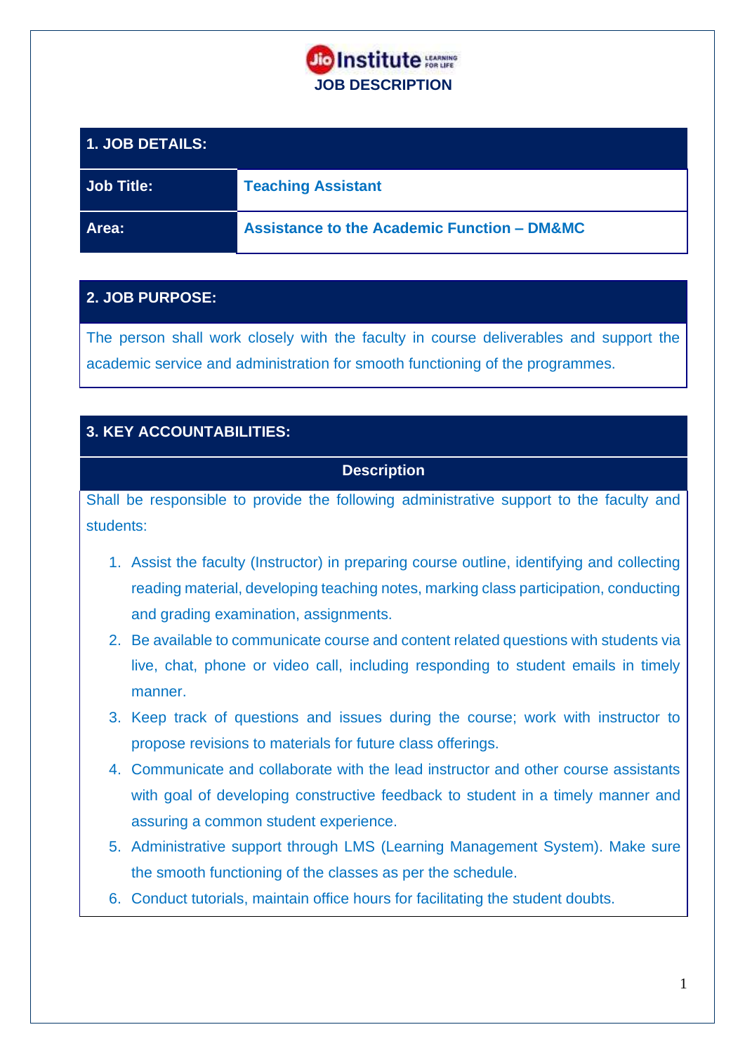# Jio Institute

## JOB DESCRIPTION

| 1. JOB DETAILS: | |
|---|---|
| **Job Title:** | **Teaching Assistant** |
| **Area:** | **Assistance to the Academic Function – DM&MC** |

## 2. JOB PURPOSE:

The person shall work closely with the faculty in course deliverables and support the academic service and administration for smooth functioning of the programmes.

## 3. KEY ACCOUNTABILITIES:

**Description**

Shall be responsible to provide the following administrative support to the faculty and students:

1. Assist the faculty (Instructor) in preparing course outline, identifying and collecting reading material, developing teaching notes, marking class participation, conducting and grading examination, assignments.
2. Be available to communicate course and content related questions with students via live, chat, phone or video call, including responding to student emails in timely manner.
3. Keep track of questions and issues during the course; work with instructor to propose revisions to materials for future class offerings.
4. Communicate and collaborate with the lead instructor and other course assistants with goal of developing constructive feedback to student in a timely manner and assuring a common student experience.
5. Administrative support through LMS (Learning Management System). Make sure the smooth functioning of the classes as per the schedule.
6. Conduct tutorials, maintain office hours for facilitating the student doubts.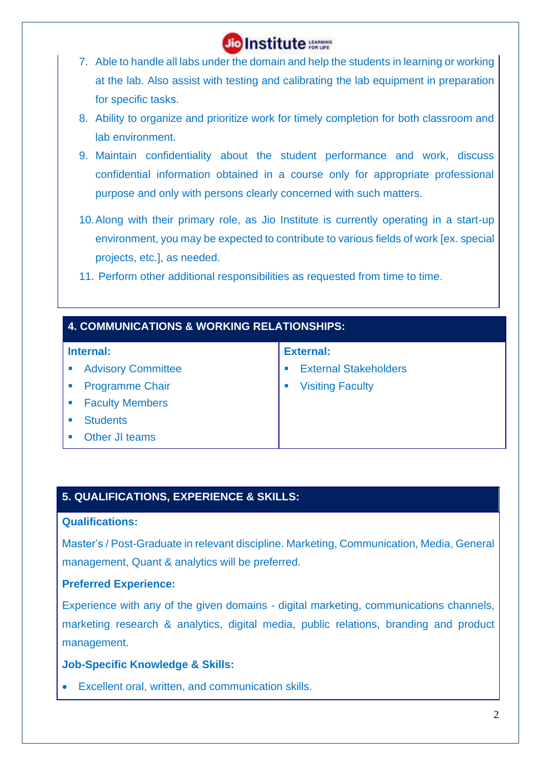7. Able to handle all labs under the domain and help the students in learning or working at the lab. Also assist with testing and calibrating the lab equipment in preparation for specific tasks.
8. Ability to organize and prioritize work for timely completion for both classroom and lab environment.
9. Maintain confidentiality about the student performance and work, discuss confidential information obtained in a course only for appropriate professional purpose and only with persons clearly concerned with such matters.
10. Along with their primary role, as Jio Institute is currently operating in a start-up environment, you may be expected to contribute to various fields of work [ex. special projects, etc.], as needed.
11. Perform other additional responsibilities as requested from time to time.

## 4. COMMUNICATIONS & WORKING RELATIONSHIPS:

| Internal: | External: |
|---|---|
| ▪ Advisory Committee | ▪ External Stakeholders |
| ▪ Programme Chair | ▪ Visiting Faculty |
| ▪ Faculty Members | |
| ▪ Students | |
| ▪ Other JI teams | |

## 5. QUALIFICATIONS, EXPERIENCE & SKILLS:

**Qualifications:**

Master's / Post-Graduate in relevant discipline. Marketing, Communication, Media, General management, Quant & analytics will be preferred.

**Preferred Experience:**

Experience with any of the given domains - digital marketing, communications channels, marketing research & analytics, digital media, public relations, branding and product management.

**Job-Specific Knowledge & Skills:**

- Excellent oral, written, and communication skills.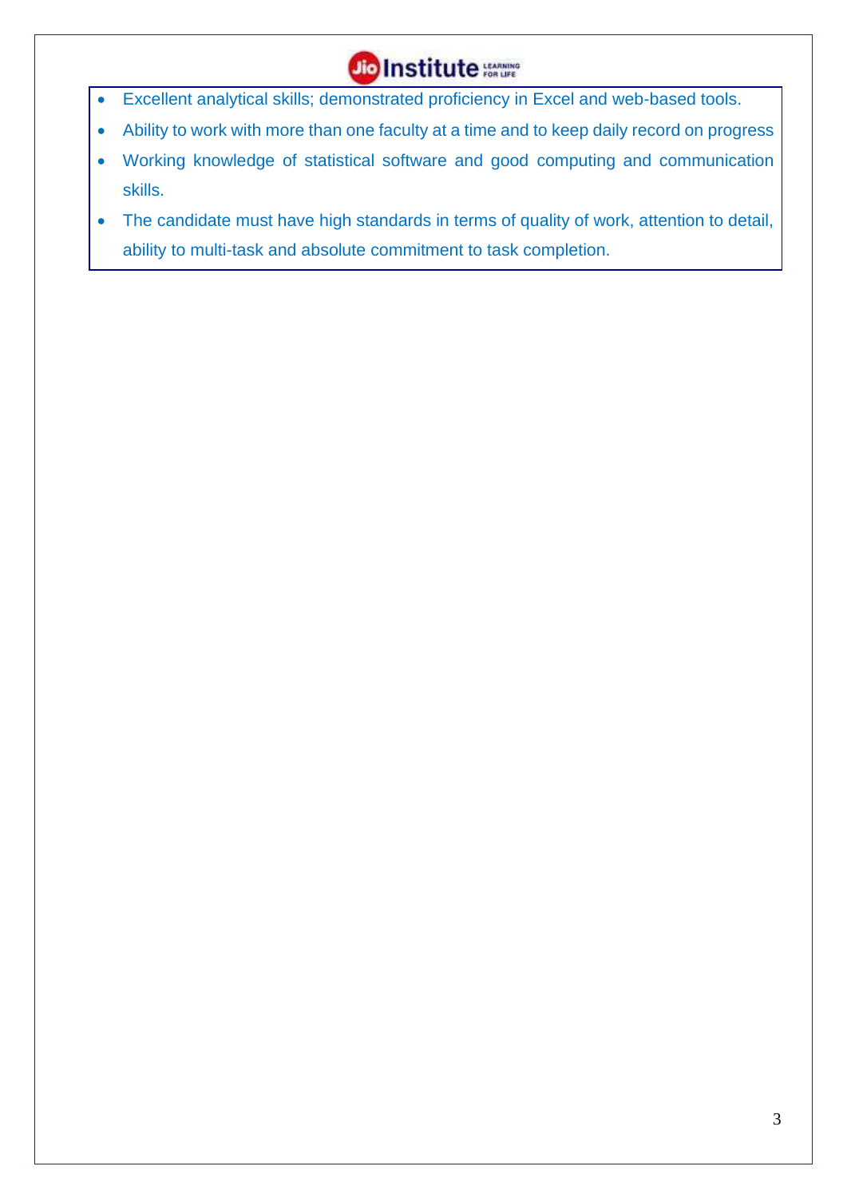- Excellent analytical skills; demonstrated proficiency in Excel and web-based tools.
- Ability to work with more than one faculty at a time and to keep daily record on progress
- Working knowledge of statistical software and good computing and communication skills.
- The candidate must have high standards in terms of quality of work, attention to detail, ability to multi-task and absolute commitment to task completion.